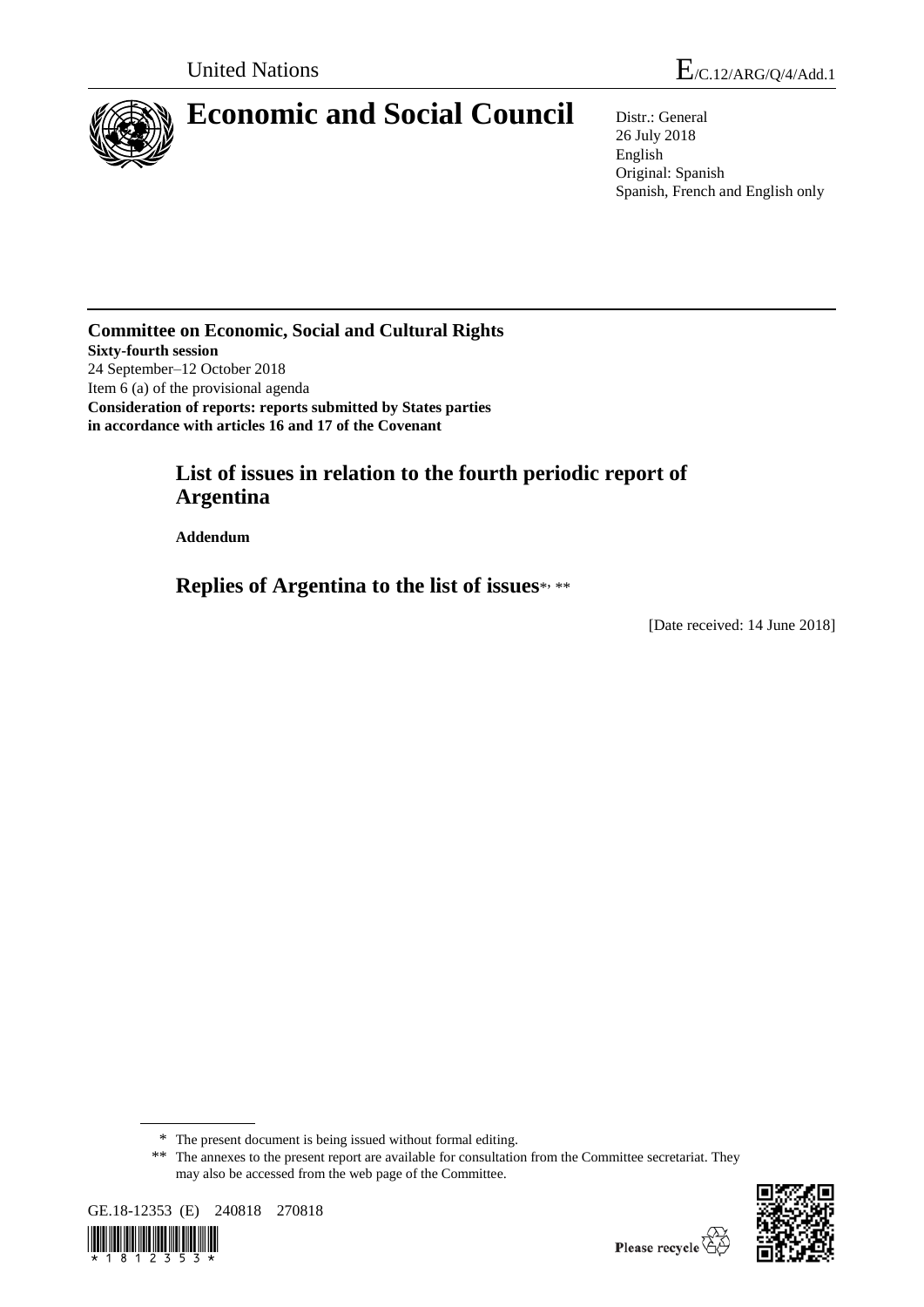United Nations

E/C.12/ARG/Q/4/Add.1

# Economic and Social Council

Distr.: General
26 July 2018
English
Original: Spanish
Spanish, French and English only

**Committee on Economic, Social and Cultural Rights**
**Sixty-fourth session**
24 September–12 October 2018
Item 6 (a) of the provisional agenda
**Consideration of reports: reports submitted by States parties in accordance with articles 16 and 17 of the Covenant**

## List of issues in relation to the fourth periodic report of Argentina

**Addendum**

## Replies of Argentina to the list of issues*, **

[Date received: 14 June 2018]

\* The present document is being issued without formal editing.

\*\* The annexes to the present report are available for consultation from the Committee secretariat. They may also be accessed from the web page of the Committee.

GE.18-12353 (E) 240818 270818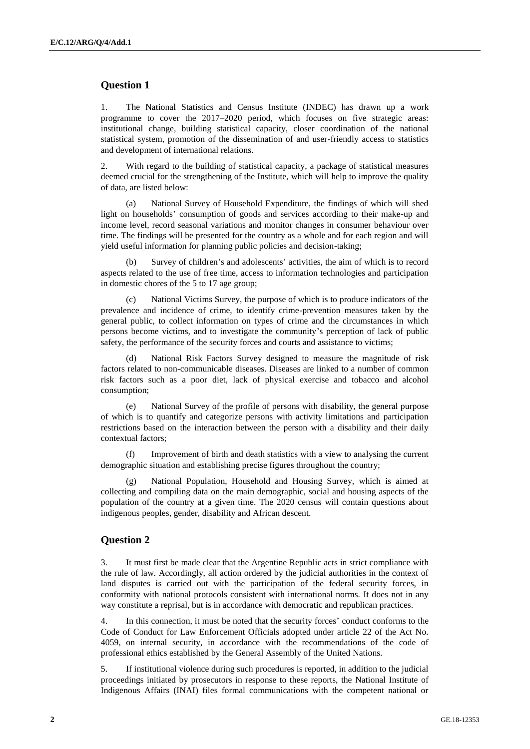## Question 1

1. The National Statistics and Census Institute (INDEC) has drawn up a work programme to cover the 2017–2020 period, which focuses on five strategic areas: institutional change, building statistical capacity, closer coordination of the national statistical system, promotion of the dissemination of and user-friendly access to statistics and development of international relations.

2. With regard to the building of statistical capacity, a package of statistical measures deemed crucial for the strengthening of the Institute, which will help to improve the quality of data, are listed below:

(a) National Survey of Household Expenditure, the findings of which will shed light on households' consumption of goods and services according to their make-up and income level, record seasonal variations and monitor changes in consumer behaviour over time. The findings will be presented for the country as a whole and for each region and will yield useful information for planning public policies and decision-taking;

(b) Survey of children's and adolescents' activities, the aim of which is to record aspects related to the use of free time, access to information technologies and participation in domestic chores of the 5 to 17 age group;

(c) National Victims Survey, the purpose of which is to produce indicators of the prevalence and incidence of crime, to identify crime-prevention measures taken by the general public, to collect information on types of crime and the circumstances in which persons become victims, and to investigate the community's perception of lack of public safety, the performance of the security forces and courts and assistance to victims;

(d) National Risk Factors Survey designed to measure the magnitude of risk factors related to non-communicable diseases. Diseases are linked to a number of common risk factors such as a poor diet, lack of physical exercise and tobacco and alcohol consumption;

(e) National Survey of the profile of persons with disability, the general purpose of which is to quantify and categorize persons with activity limitations and participation restrictions based on the interaction between the person with a disability and their daily contextual factors;

(f) Improvement of birth and death statistics with a view to analysing the current demographic situation and establishing precise figures throughout the country;

(g) National Population, Household and Housing Survey, which is aimed at collecting and compiling data on the main demographic, social and housing aspects of the population of the country at a given time. The 2020 census will contain questions about indigenous peoples, gender, disability and African descent.

## Question 2

3. It must first be made clear that the Argentine Republic acts in strict compliance with the rule of law. Accordingly, all action ordered by the judicial authorities in the context of land disputes is carried out with the participation of the federal security forces, in conformity with national protocols consistent with international norms. It does not in any way constitute a reprisal, but is in accordance with democratic and republican practices.

4. In this connection, it must be noted that the security forces' conduct conforms to the Code of Conduct for Law Enforcement Officials adopted under article 22 of the Act No. 4059, on internal security, in accordance with the recommendations of the code of professional ethics established by the General Assembly of the United Nations.

5. If institutional violence during such procedures is reported, in addition to the judicial proceedings initiated by prosecutors in response to these reports, the National Institute of Indigenous Affairs (INAI) files formal communications with the competent national or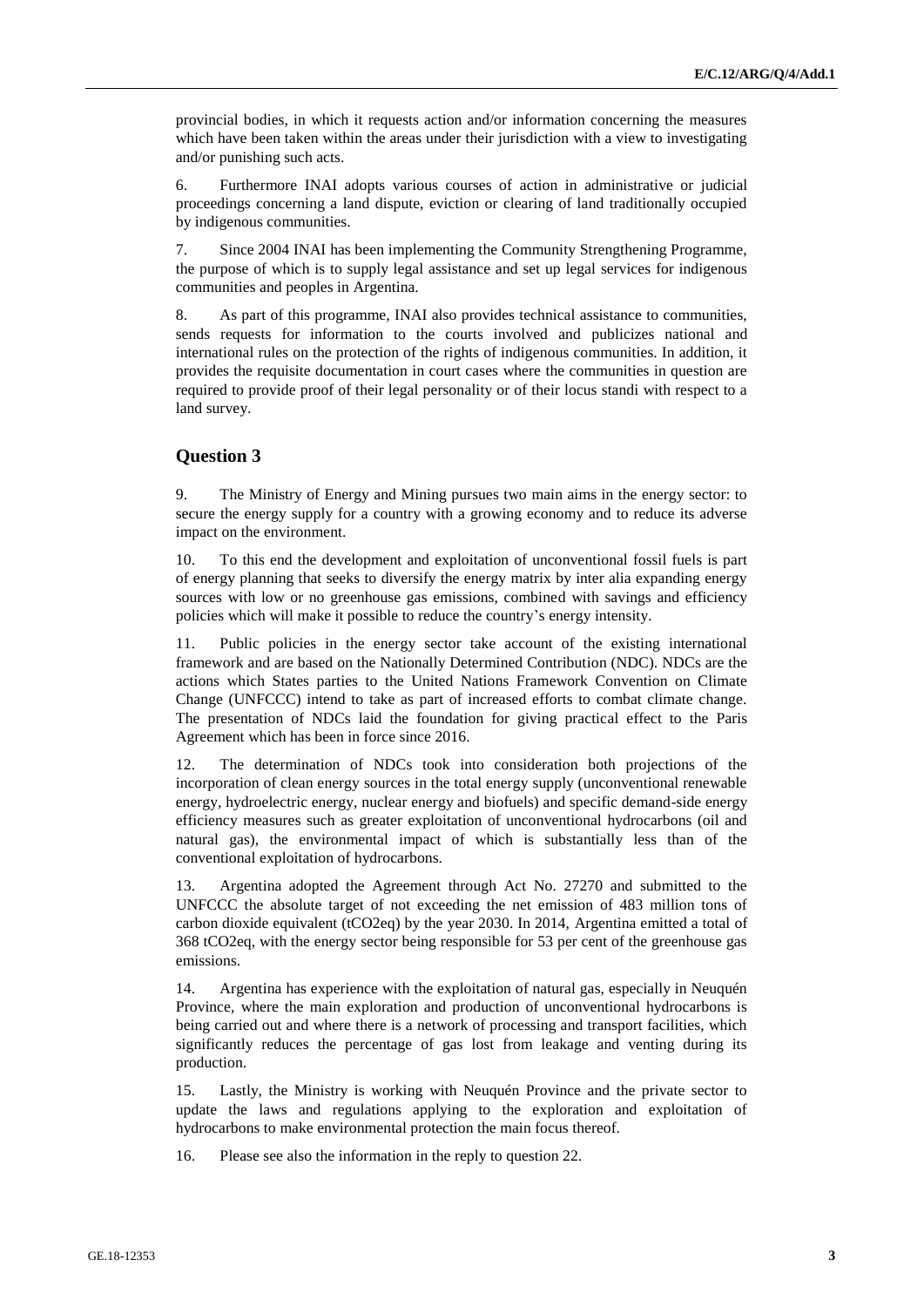provincial bodies, in which it requests action and/or information concerning the measures which have been taken within the areas under their jurisdiction with a view to investigating and/or punishing such acts.

6. Furthermore INAI adopts various courses of action in administrative or judicial proceedings concerning a land dispute, eviction or clearing of land traditionally occupied by indigenous communities.

7. Since 2004 INAI has been implementing the Community Strengthening Programme, the purpose of which is to supply legal assistance and set up legal services for indigenous communities and peoples in Argentina.

8. As part of this programme, INAI also provides technical assistance to communities, sends requests for information to the courts involved and publicizes national and international rules on the protection of the rights of indigenous communities. In addition, it provides the requisite documentation in court cases where the communities in question are required to provide proof of their legal personality or of their locus standi with respect to a land survey.

## Question 3

9. The Ministry of Energy and Mining pursues two main aims in the energy sector: to secure the energy supply for a country with a growing economy and to reduce its adverse impact on the environment.

10. To this end the development and exploitation of unconventional fossil fuels is part of energy planning that seeks to diversify the energy matrix by inter alia expanding energy sources with low or no greenhouse gas emissions, combined with savings and efficiency policies which will make it possible to reduce the country's energy intensity.

11. Public policies in the energy sector take account of the existing international framework and are based on the Nationally Determined Contribution (NDC). NDCs are the actions which States parties to the United Nations Framework Convention on Climate Change (UNFCCC) intend to take as part of increased efforts to combat climate change. The presentation of NDCs laid the foundation for giving practical effect to the Paris Agreement which has been in force since 2016.

12. The determination of NDCs took into consideration both projections of the incorporation of clean energy sources in the total energy supply (unconventional renewable energy, hydroelectric energy, nuclear energy and biofuels) and specific demand-side energy efficiency measures such as greater exploitation of unconventional hydrocarbons (oil and natural gas), the environmental impact of which is substantially less than of the conventional exploitation of hydrocarbons.

13. Argentina adopted the Agreement through Act No. 27270 and submitted to the UNFCCC the absolute target of not exceeding the net emission of 483 million tons of carbon dioxide equivalent ($tCO_2eq$) by the year 2030. In 2014, Argentina emitted a total of 368 $tCO_2eq$, with the energy sector being responsible for 53 per cent of the greenhouse gas emissions.

14. Argentina has experience with the exploitation of natural gas, especially in Neuquén Province, where the main exploration and production of unconventional hydrocarbons is being carried out and where there is a network of processing and transport facilities, which significantly reduces the percentage of gas lost from leakage and venting during its production.

15. Lastly, the Ministry is working with Neuquén Province and the private sector to update the laws and regulations applying to the exploration and exploitation of hydrocarbons to make environmental protection the main focus thereof.

16. Please see also the information in the reply to question 22.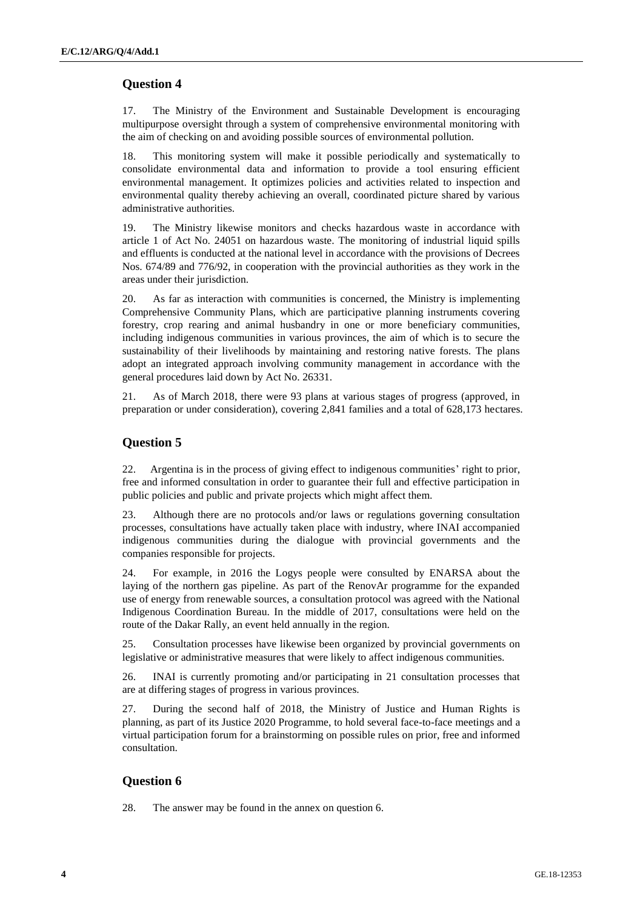## Question 4

17. The Ministry of the Environment and Sustainable Development is encouraging multipurpose oversight through a system of comprehensive environmental monitoring with the aim of checking on and avoiding possible sources of environmental pollution.

18. This monitoring system will make it possible periodically and systematically to consolidate environmental data and information to provide a tool ensuring efficient environmental management. It optimizes policies and activities related to inspection and environmental quality thereby achieving an overall, coordinated picture shared by various administrative authorities.

19. The Ministry likewise monitors and checks hazardous waste in accordance with article 1 of Act No. 24051 on hazardous waste. The monitoring of industrial liquid spills and effluents is conducted at the national level in accordance with the provisions of Decrees Nos. 674/89 and 776/92, in cooperation with the provincial authorities as they work in the areas under their jurisdiction.

20. As far as interaction with communities is concerned, the Ministry is implementing Comprehensive Community Plans, which are participative planning instruments covering forestry, crop rearing and animal husbandry in one or more beneficiary communities, including indigenous communities in various provinces, the aim of which is to secure the sustainability of their livelihoods by maintaining and restoring native forests. The plans adopt an integrated approach involving community management in accordance with the general procedures laid down by Act No. 26331.

21. As of March 2018, there were 93 plans at various stages of progress (approved, in preparation or under consideration), covering 2,841 families and a total of 628,173 hectares.

## Question 5

22. Argentina is in the process of giving effect to indigenous communities' right to prior, free and informed consultation in order to guarantee their full and effective participation in public policies and public and private projects which might affect them.

23. Although there are no protocols and/or laws or regulations governing consultation processes, consultations have actually taken place with industry, where INAI accompanied indigenous communities during the dialogue with provincial governments and the companies responsible for projects.

24. For example, in 2016 the Logys people were consulted by ENARSA about the laying of the northern gas pipeline. As part of the RenovAr programme for the expanded use of energy from renewable sources, a consultation protocol was agreed with the National Indigenous Coordination Bureau. In the middle of 2017, consultations were held on the route of the Dakar Rally, an event held annually in the region.

25. Consultation processes have likewise been organized by provincial governments on legislative or administrative measures that were likely to affect indigenous communities.

26. INAI is currently promoting and/or participating in 21 consultation processes that are at differing stages of progress in various provinces.

27. During the second half of 2018, the Ministry of Justice and Human Rights is planning, as part of its Justice 2020 Programme, to hold several face-to-face meetings and a virtual participation forum for a brainstorming on possible rules on prior, free and informed consultation.

## Question 6

28. The answer may be found in the annex on question 6.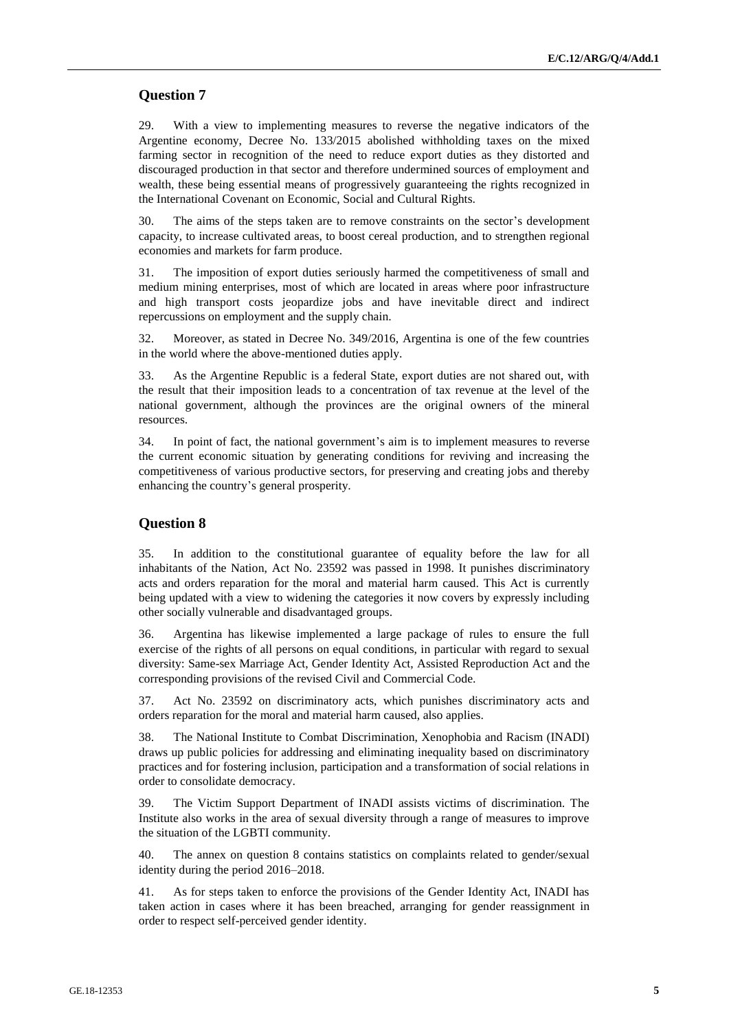## Question 7

29. With a view to implementing measures to reverse the negative indicators of the Argentine economy, Decree No. 133/2015 abolished withholding taxes on the mixed farming sector in recognition of the need to reduce export duties as they distorted and discouraged production in that sector and therefore undermined sources of employment and wealth, these being essential means of progressively guaranteeing the rights recognized in the International Covenant on Economic, Social and Cultural Rights.

30. The aims of the steps taken are to remove constraints on the sector's development capacity, to increase cultivated areas, to boost cereal production, and to strengthen regional economies and markets for farm produce.

31. The imposition of export duties seriously harmed the competitiveness of small and medium mining enterprises, most of which are located in areas where poor infrastructure and high transport costs jeopardize jobs and have inevitable direct and indirect repercussions on employment and the supply chain.

32. Moreover, as stated in Decree No. 349/2016, Argentina is one of the few countries in the world where the above-mentioned duties apply.

33. As the Argentine Republic is a federal State, export duties are not shared out, with the result that their imposition leads to a concentration of tax revenue at the level of the national government, although the provinces are the original owners of the mineral resources.

34. In point of fact, the national government's aim is to implement measures to reverse the current economic situation by generating conditions for reviving and increasing the competitiveness of various productive sectors, for preserving and creating jobs and thereby enhancing the country's general prosperity.

## Question 8

35. In addition to the constitutional guarantee of equality before the law for all inhabitants of the Nation, Act No. 23592 was passed in 1998. It punishes discriminatory acts and orders reparation for the moral and material harm caused. This Act is currently being updated with a view to widening the categories it now covers by expressly including other socially vulnerable and disadvantaged groups.

36. Argentina has likewise implemented a large package of rules to ensure the full exercise of the rights of all persons on equal conditions, in particular with regard to sexual diversity: Same-sex Marriage Act, Gender Identity Act, Assisted Reproduction Act and the corresponding provisions of the revised Civil and Commercial Code.

37. Act No. 23592 on discriminatory acts, which punishes discriminatory acts and orders reparation for the moral and material harm caused, also applies.

38. The National Institute to Combat Discrimination, Xenophobia and Racism (INADI) draws up public policies for addressing and eliminating inequality based on discriminatory practices and for fostering inclusion, participation and a transformation of social relations in order to consolidate democracy.

39. The Victim Support Department of INADI assists victims of discrimination. The Institute also works in the area of sexual diversity through a range of measures to improve the situation of the LGBTI community.

40. The annex on question 8 contains statistics on complaints related to gender/sexual identity during the period 2016–2018.

41. As for steps taken to enforce the provisions of the Gender Identity Act, INADI has taken action in cases where it has been breached, arranging for gender reassignment in order to respect self-perceived gender identity.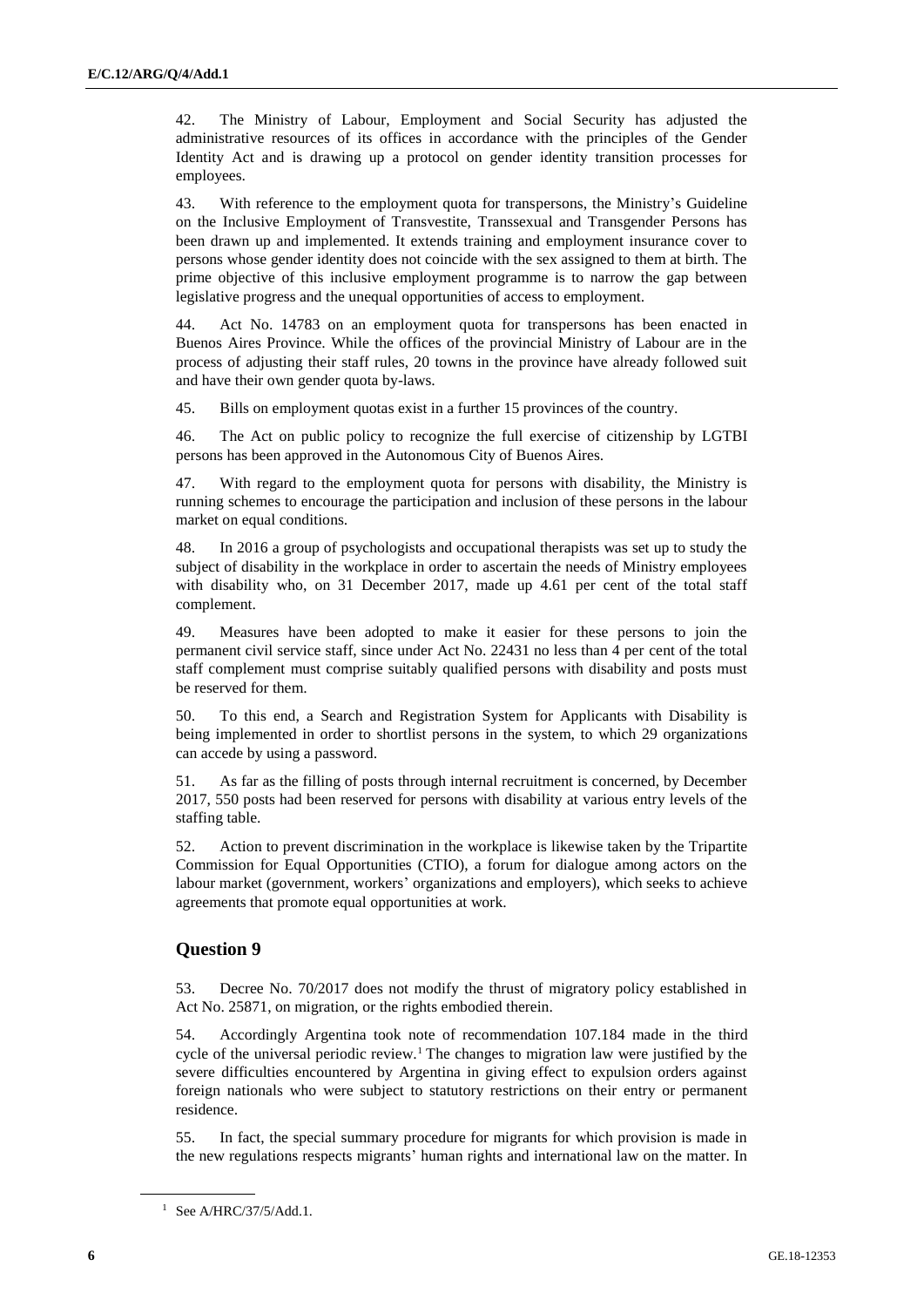42. The Ministry of Labour, Employment and Social Security has adjusted the administrative resources of its offices in accordance with the principles of the Gender Identity Act and is drawing up a protocol on gender identity transition processes for employees.

43. With reference to the employment quota for transpersons, the Ministry's Guideline on the Inclusive Employment of Transvestite, Transsexual and Transgender Persons has been drawn up and implemented. It extends training and employment insurance cover to persons whose gender identity does not coincide with the sex assigned to them at birth. The prime objective of this inclusive employment programme is to narrow the gap between legislative progress and the unequal opportunities of access to employment.

44. Act No. 14783 on an employment quota for transpersons has been enacted in Buenos Aires Province. While the offices of the provincial Ministry of Labour are in the process of adjusting their staff rules, 20 towns in the province have already followed suit and have their own gender quota by-laws.

45. Bills on employment quotas exist in a further 15 provinces of the country.

46. The Act on public policy to recognize the full exercise of citizenship by LGTBI persons has been approved in the Autonomous City of Buenos Aires.

47. With regard to the employment quota for persons with disability, the Ministry is running schemes to encourage the participation and inclusion of these persons in the labour market on equal conditions.

48. In 2016 a group of psychologists and occupational therapists was set up to study the subject of disability in the workplace in order to ascertain the needs of Ministry employees with disability who, on 31 December 2017, made up 4.61 per cent of the total staff complement.

49. Measures have been adopted to make it easier for these persons to join the permanent civil service staff, since under Act No. 22431 no less than 4 per cent of the total staff complement must comprise suitably qualified persons with disability and posts must be reserved for them.

50. To this end, a Search and Registration System for Applicants with Disability is being implemented in order to shortlist persons in the system, to which 29 organizations can accede by using a password.

51. As far as the filling of posts through internal recruitment is concerned, by December 2017, 550 posts had been reserved for persons with disability at various entry levels of the staffing table.

52. Action to prevent discrimination in the workplace is likewise taken by the Tripartite Commission for Equal Opportunities (CTIO), a forum for dialogue among actors on the labour market (government, workers' organizations and employers), which seeks to achieve agreements that promote equal opportunities at work.

## Question 9

53. Decree No. 70/2017 does not modify the thrust of migratory policy established in Act No. 25871, on migration, or the rights embodied therein.

54. Accordingly Argentina took note of recommendation 107.184 made in the third cycle of the universal periodic review.[1] The changes to migration law were justified by the severe difficulties encountered by Argentina in giving effect to expulsion orders against foreign nationals who were subject to statutory restrictions on their entry or permanent residence.

55. In fact, the special summary procedure for migrants for which provision is made in the new regulations respects migrants' human rights and international law on the matter. In

[1] See A/HRC/37/5/Add.1.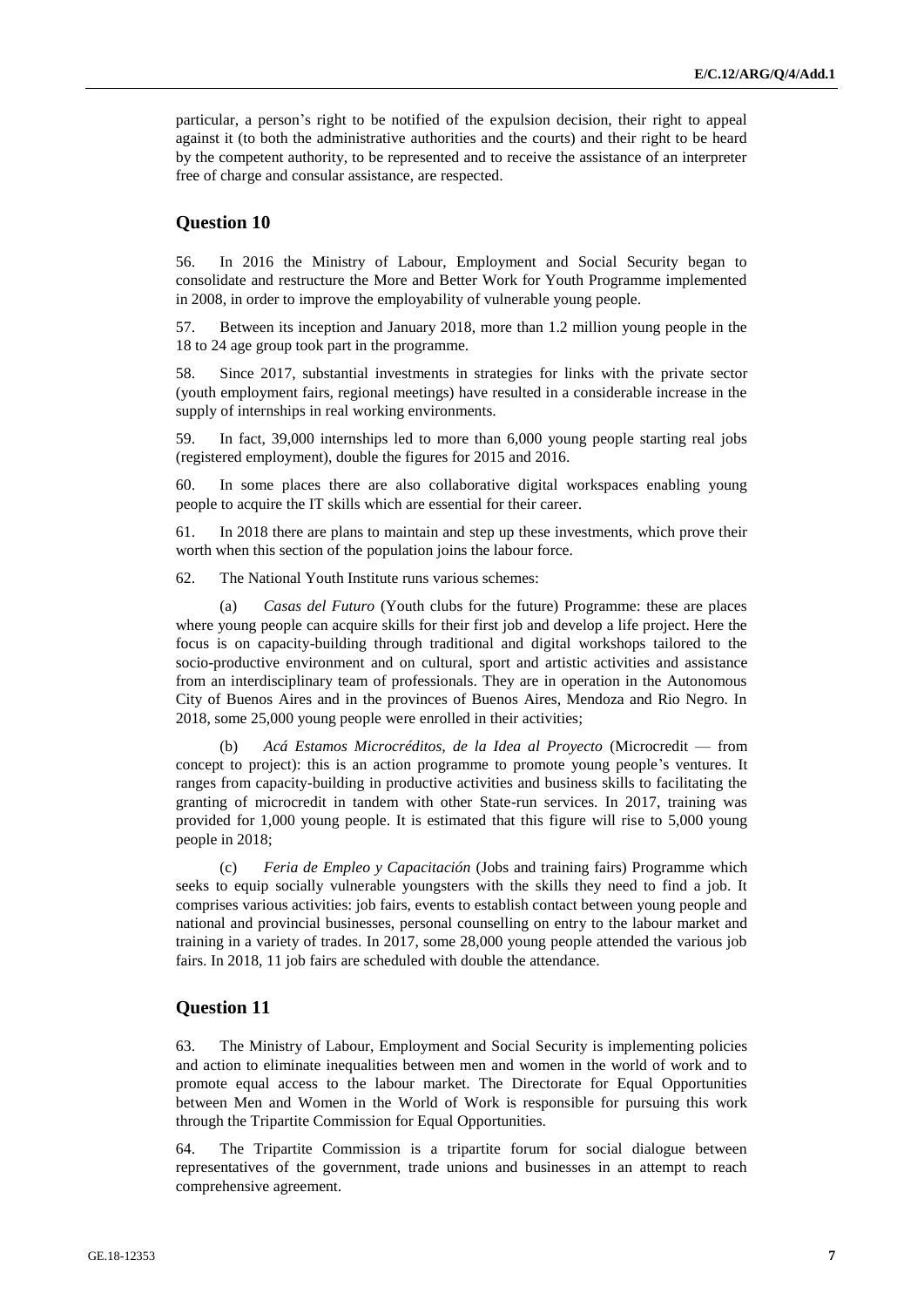particular, a person's right to be notified of the expulsion decision, their right to appeal against it (to both the administrative authorities and the courts) and their right to be heard by the competent authority, to be represented and to receive the assistance of an interpreter free of charge and consular assistance, are respected.

## Question 10

56. In 2016 the Ministry of Labour, Employment and Social Security began to consolidate and restructure the More and Better Work for Youth Programme implemented in 2008, in order to improve the employability of vulnerable young people.

57. Between its inception and January 2018, more than 1.2 million young people in the 18 to 24 age group took part in the programme.

58. Since 2017, substantial investments in strategies for links with the private sector (youth employment fairs, regional meetings) have resulted in a considerable increase in the supply of internships in real working environments.

59. In fact, 39,000 internships led to more than 6,000 young people starting real jobs (registered employment), double the figures for 2015 and 2016.

60. In some places there are also collaborative digital workspaces enabling young people to acquire the IT skills which are essential for their career.

61. In 2018 there are plans to maintain and step up these investments, which prove their worth when this section of the population joins the labour force.

62. The National Youth Institute runs various schemes:

(a) *Casas del Futuro* (Youth clubs for the future) Programme: these are places where young people can acquire skills for their first job and develop a life project. Here the focus is on capacity-building through traditional and digital workshops tailored to the socio-productive environment and on cultural, sport and artistic activities and assistance from an interdisciplinary team of professionals. They are in operation in the Autonomous City of Buenos Aires and in the provinces of Buenos Aires, Mendoza and Rio Negro. In 2018, some 25,000 young people were enrolled in their activities;

(b) *Acá Estamos Microcréditos, de la Idea al Proyecto* (Microcredit — from concept to project): this is an action programme to promote young people's ventures. It ranges from capacity-building in productive activities and business skills to facilitating the granting of microcredit in tandem with other State-run services. In 2017, training was provided for 1,000 young people. It is estimated that this figure will rise to 5,000 young people in 2018;

(c) *Feria de Empleo y Capacitación* (Jobs and training fairs) Programme which seeks to equip socially vulnerable youngsters with the skills they need to find a job. It comprises various activities: job fairs, events to establish contact between young people and national and provincial businesses, personal counselling on entry to the labour market and training in a variety of trades. In 2017, some 28,000 young people attended the various job fairs. In 2018, 11 job fairs are scheduled with double the attendance.

## Question 11

63. The Ministry of Labour, Employment and Social Security is implementing policies and action to eliminate inequalities between men and women in the world of work and to promote equal access to the labour market. The Directorate for Equal Opportunities between Men and Women in the World of Work is responsible for pursuing this work through the Tripartite Commission for Equal Opportunities.

64. The Tripartite Commission is a tripartite forum for social dialogue between representatives of the government, trade unions and businesses in an attempt to reach comprehensive agreement.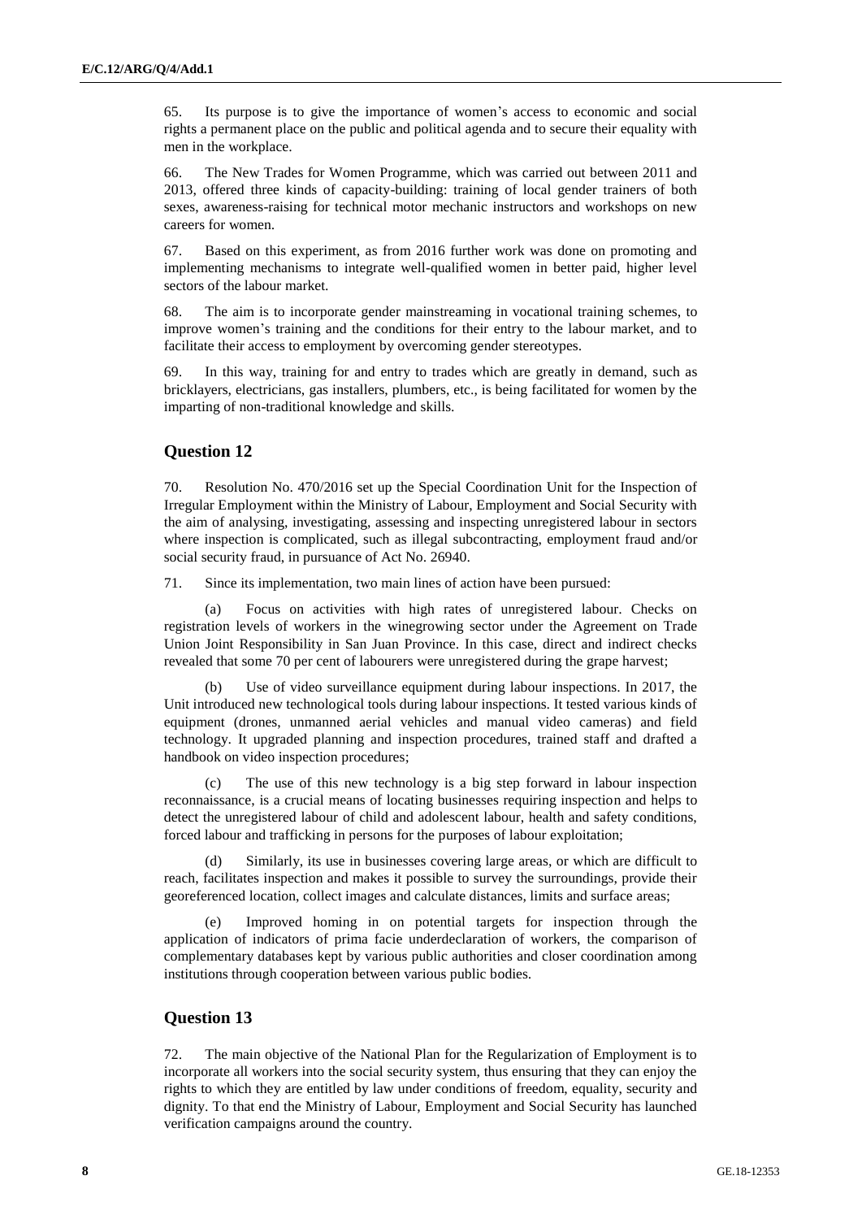65. Its purpose is to give the importance of women's access to economic and social rights a permanent place on the public and political agenda and to secure their equality with men in the workplace.

66. The New Trades for Women Programme, which was carried out between 2011 and 2013, offered three kinds of capacity-building: training of local gender trainers of both sexes, awareness-raising for technical motor mechanic instructors and workshops on new careers for women.

67. Based on this experiment, as from 2016 further work was done on promoting and implementing mechanisms to integrate well-qualified women in better paid, higher level sectors of the labour market.

68. The aim is to incorporate gender mainstreaming in vocational training schemes, to improve women's training and the conditions for their entry to the labour market, and to facilitate their access to employment by overcoming gender stereotypes.

69. In this way, training for and entry to trades which are greatly in demand, such as bricklayers, electricians, gas installers, plumbers, etc., is being facilitated for women by the imparting of non-traditional knowledge and skills.

## Question 12

70. Resolution No. 470/2016 set up the Special Coordination Unit for the Inspection of Irregular Employment within the Ministry of Labour, Employment and Social Security with the aim of analysing, investigating, assessing and inspecting unregistered labour in sectors where inspection is complicated, such as illegal subcontracting, employment fraud and/or social security fraud, in pursuance of Act No. 26940.

71. Since its implementation, two main lines of action have been pursued:

(a) Focus on activities with high rates of unregistered labour. Checks on registration levels of workers in the winegrowing sector under the Agreement on Trade Union Joint Responsibility in San Juan Province. In this case, direct and indirect checks revealed that some 70 per cent of labourers were unregistered during the grape harvest;

(b) Use of video surveillance equipment during labour inspections. In 2017, the Unit introduced new technological tools during labour inspections. It tested various kinds of equipment (drones, unmanned aerial vehicles and manual video cameras) and field technology. It upgraded planning and inspection procedures, trained staff and drafted a handbook on video inspection procedures;

(c) The use of this new technology is a big step forward in labour inspection reconnaissance, is a crucial means of locating businesses requiring inspection and helps to detect the unregistered labour of child and adolescent labour, health and safety conditions, forced labour and trafficking in persons for the purposes of labour exploitation;

(d) Similarly, its use in businesses covering large areas, or which are difficult to reach, facilitates inspection and makes it possible to survey the surroundings, provide their georeferenced location, collect images and calculate distances, limits and surface areas;

(e) Improved homing in on potential targets for inspection through the application of indicators of prima facie underdeclaration of workers, the comparison of complementary databases kept by various public authorities and closer coordination among institutions through cooperation between various public bodies.

## Question 13

72. The main objective of the National Plan for the Regularization of Employment is to incorporate all workers into the social security system, thus ensuring that they can enjoy the rights to which they are entitled by law under conditions of freedom, equality, security and dignity. To that end the Ministry of Labour, Employment and Social Security has launched verification campaigns around the country.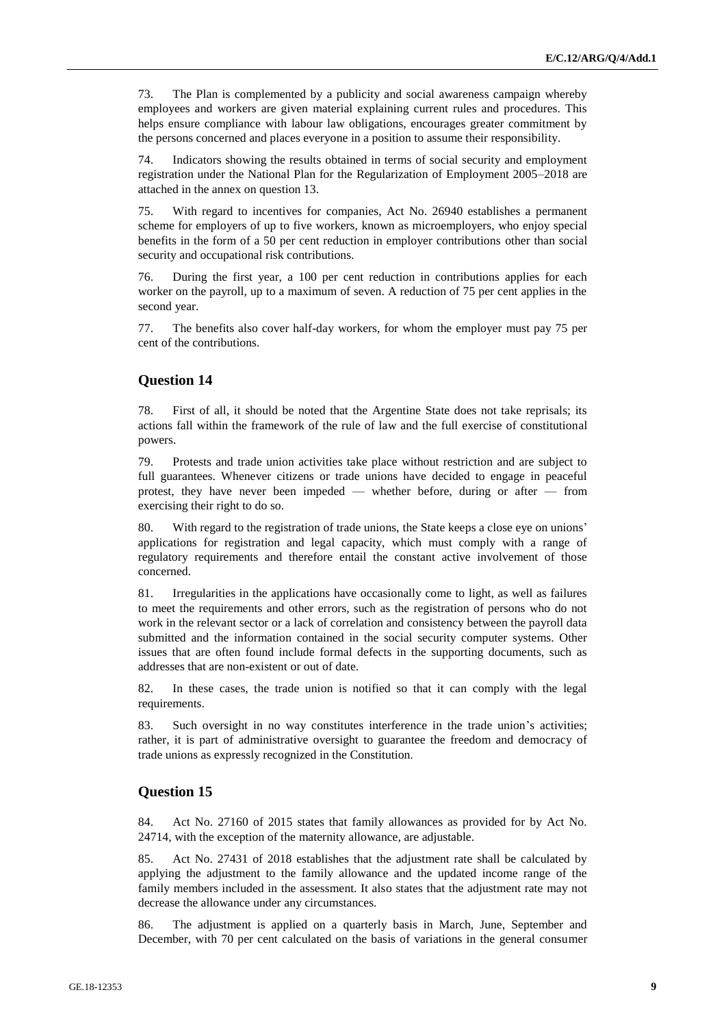73. The Plan is complemented by a publicity and social awareness campaign whereby employees and workers are given material explaining current rules and procedures. This helps ensure compliance with labour law obligations, encourages greater commitment by the persons concerned and places everyone in a position to assume their responsibility.

74. Indicators showing the results obtained in terms of social security and employment registration under the National Plan for the Regularization of Employment 2005–2018 are attached in the annex on question 13.

75. With regard to incentives for companies, Act No. 26940 establishes a permanent scheme for employers of up to five workers, known as microemployers, who enjoy special benefits in the form of a 50 per cent reduction in employer contributions other than social security and occupational risk contributions.

76. During the first year, a 100 per cent reduction in contributions applies for each worker on the payroll, up to a maximum of seven. A reduction of 75 per cent applies in the second year.

77. The benefits also cover half-day workers, for whom the employer must pay 75 per cent of the contributions.

## Question 14

78. First of all, it should be noted that the Argentine State does not take reprisals; its actions fall within the framework of the rule of law and the full exercise of constitutional powers.

79. Protests and trade union activities take place without restriction and are subject to full guarantees. Whenever citizens or trade unions have decided to engage in peaceful protest, they have never been impeded — whether before, during or after — from exercising their right to do so.

80. With regard to the registration of trade unions, the State keeps a close eye on unions' applications for registration and legal capacity, which must comply with a range of regulatory requirements and therefore entail the constant active involvement of those concerned.

81. Irregularities in the applications have occasionally come to light, as well as failures to meet the requirements and other errors, such as the registration of persons who do not work in the relevant sector or a lack of correlation and consistency between the payroll data submitted and the information contained in the social security computer systems. Other issues that are often found include formal defects in the supporting documents, such as addresses that are non-existent or out of date.

82. In these cases, the trade union is notified so that it can comply with the legal requirements.

83. Such oversight in no way constitutes interference in the trade union's activities; rather, it is part of administrative oversight to guarantee the freedom and democracy of trade unions as expressly recognized in the Constitution.

## Question 15

84. Act No. 27160 of 2015 states that family allowances as provided for by Act No. 24714, with the exception of the maternity allowance, are adjustable.

85. Act No. 27431 of 2018 establishes that the adjustment rate shall be calculated by applying the adjustment to the family allowance and the updated income range of the family members included in the assessment. It also states that the adjustment rate may not decrease the allowance under any circumstances.

86. The adjustment is applied on a quarterly basis in March, June, September and December, with 70 per cent calculated on the basis of variations in the general consumer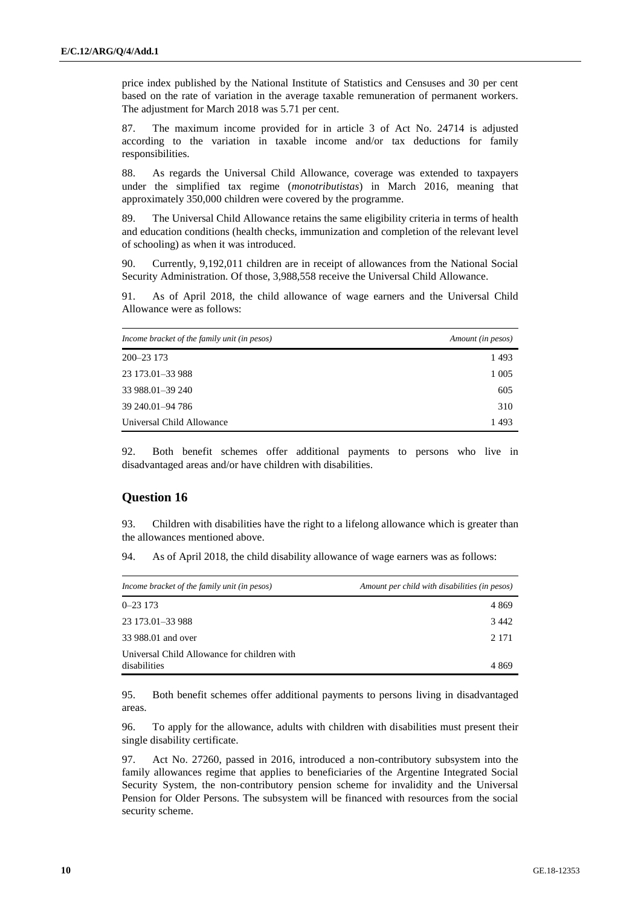price index published by the National Institute of Statistics and Censuses and 30 per cent based on the rate of variation in the average taxable remuneration of permanent workers. The adjustment for March 2018 was 5.71 per cent.

87. The maximum income provided for in article 3 of Act No. 24714 is adjusted according to the variation in taxable income and/or tax deductions for family responsibilities.

88. As regards the Universal Child Allowance, coverage was extended to taxpayers under the simplified tax regime (*monotributistas*) in March 2016, meaning that approximately 350,000 children were covered by the programme.

89. The Universal Child Allowance retains the same eligibility criteria in terms of health and education conditions (health checks, immunization and completion of the relevant level of schooling) as when it was introduced.

90. Currently, 9,192,011 children are in receipt of allowances from the National Social Security Administration. Of those, 3,988,558 receive the Universal Child Allowance.

91. As of April 2018, the child allowance of wage earners and the Universal Child Allowance were as follows:

| *Income bracket of the family unit (in pesos)* | *Amount (in pesos)* |
|---|---|
| 200–23 173 | 1 493 |
| 23 173.01–33 988 | 1 005 |
| 33 988.01–39 240 | 605 |
| 39 240.01–94 786 | 310 |
| Universal Child Allowance | 1 493 |

92. Both benefit schemes offer additional payments to persons who live in disadvantaged areas and/or have children with disabilities.

## Question 16

93. Children with disabilities have the right to a lifelong allowance which is greater than the allowances mentioned above.

94. As of April 2018, the child disability allowance of wage earners was as follows:

| *Income bracket of the family unit (in pesos)* | *Amount per child with disabilities (in pesos)* |
|---|---|
| 0–23 173 | 4 869 |
| 23 173.01–33 988 | 3 442 |
| 33 988.01 and over | 2 171 |
| Universal Child Allowance for children with disabilities | 4 869 |

95. Both benefit schemes offer additional payments to persons living in disadvantaged areas.

96. To apply for the allowance, adults with children with disabilities must present their single disability certificate.

97. Act No. 27260, passed in 2016, introduced a non-contributory subsystem into the family allowances regime that applies to beneficiaries of the Argentine Integrated Social Security System, the non-contributory pension scheme for invalidity and the Universal Pension for Older Persons. The subsystem will be financed with resources from the social security scheme.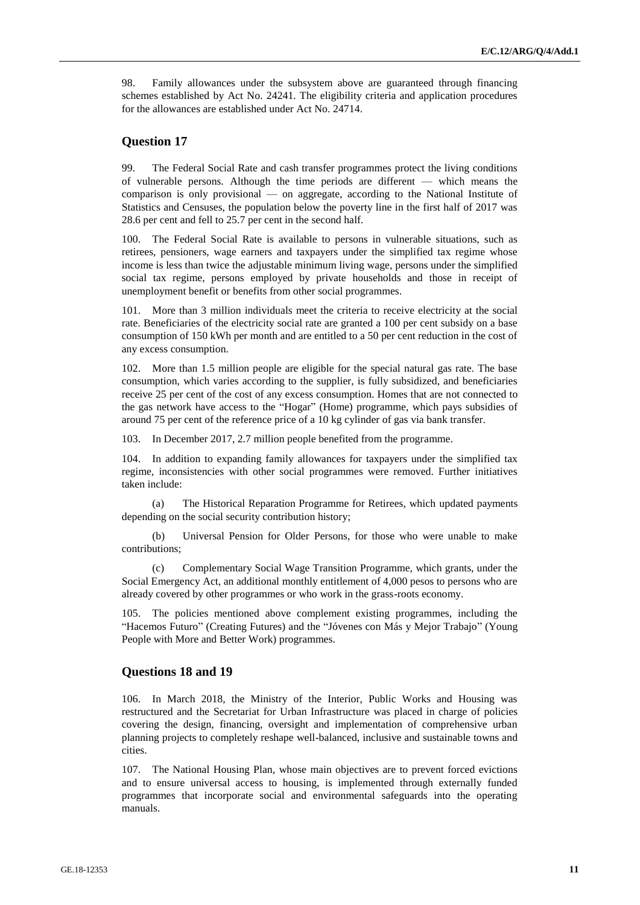98. Family allowances under the subsystem above are guaranteed through financing schemes established by Act No. 24241. The eligibility criteria and application procedures for the allowances are established under Act No. 24714.

## Question 17

99. The Federal Social Rate and cash transfer programmes protect the living conditions of vulnerable persons. Although the time periods are different — which means the comparison is only provisional — on aggregate, according to the National Institute of Statistics and Censuses, the population below the poverty line in the first half of 2017 was 28.6 per cent and fell to 25.7 per cent in the second half.

100. The Federal Social Rate is available to persons in vulnerable situations, such as retirees, pensioners, wage earners and taxpayers under the simplified tax regime whose income is less than twice the adjustable minimum living wage, persons under the simplified social tax regime, persons employed by private households and those in receipt of unemployment benefit or benefits from other social programmes.

101. More than 3 million individuals meet the criteria to receive electricity at the social rate. Beneficiaries of the electricity social rate are granted a 100 per cent subsidy on a base consumption of 150 kWh per month and are entitled to a 50 per cent reduction in the cost of any excess consumption.

102. More than 1.5 million people are eligible for the special natural gas rate. The base consumption, which varies according to the supplier, is fully subsidized, and beneficiaries receive 25 per cent of the cost of any excess consumption. Homes that are not connected to the gas network have access to the "Hogar" (Home) programme, which pays subsidies of around 75 per cent of the reference price of a 10 kg cylinder of gas via bank transfer.

103. In December 2017, 2.7 million people benefited from the programme.

104. In addition to expanding family allowances for taxpayers under the simplified tax regime, inconsistencies with other social programmes were removed. Further initiatives taken include:

(a) The Historical Reparation Programme for Retirees, which updated payments depending on the social security contribution history;

(b) Universal Pension for Older Persons, for those who were unable to make contributions;

(c) Complementary Social Wage Transition Programme, which grants, under the Social Emergency Act, an additional monthly entitlement of 4,000 pesos to persons who are already covered by other programmes or who work in the grass-roots economy.

105. The policies mentioned above complement existing programmes, including the "Hacemos Futuro" (Creating Futures) and the "Jóvenes con Más y Mejor Trabajo" (Young People with More and Better Work) programmes.

## Questions 18 and 19

106. In March 2018, the Ministry of the Interior, Public Works and Housing was restructured and the Secretariat for Urban Infrastructure was placed in charge of policies covering the design, financing, oversight and implementation of comprehensive urban planning projects to completely reshape well-balanced, inclusive and sustainable towns and cities.

107. The National Housing Plan, whose main objectives are to prevent forced evictions and to ensure universal access to housing, is implemented through externally funded programmes that incorporate social and environmental safeguards into the operating manuals.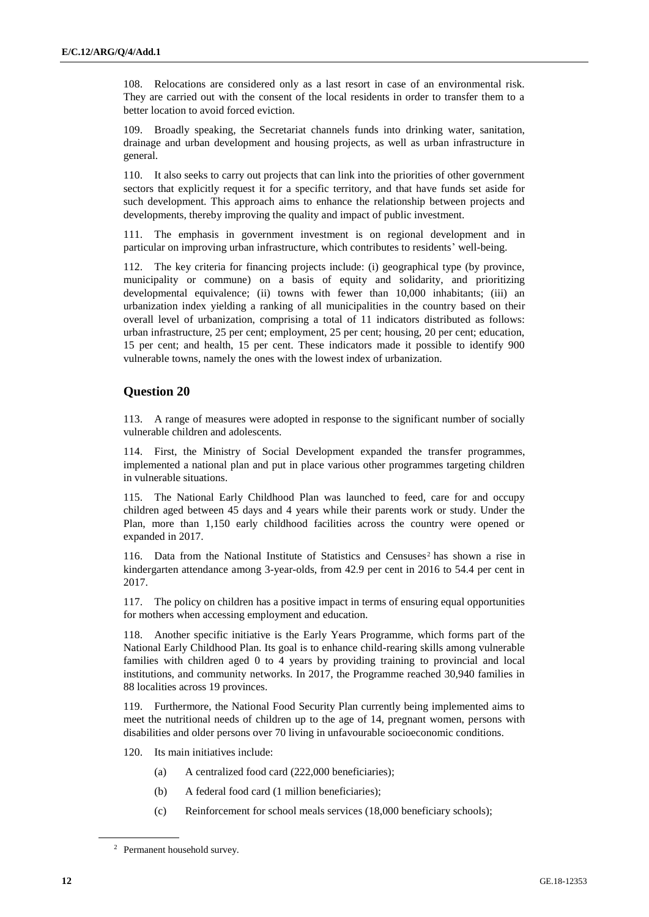108. Relocations are considered only as a last resort in case of an environmental risk. They are carried out with the consent of the local residents in order to transfer them to a better location to avoid forced eviction.

109. Broadly speaking, the Secretariat channels funds into drinking water, sanitation, drainage and urban development and housing projects, as well as urban infrastructure in general.

110. It also seeks to carry out projects that can link into the priorities of other government sectors that explicitly request it for a specific territory, and that have funds set aside for such development. This approach aims to enhance the relationship between projects and developments, thereby improving the quality and impact of public investment.

111. The emphasis in government investment is on regional development and in particular on improving urban infrastructure, which contributes to residents' well-being.

112. The key criteria for financing projects include: (i) geographical type (by province, municipality or commune) on a basis of equity and solidarity, and prioritizing developmental equivalence; (ii) towns with fewer than 10,000 inhabitants; (iii) an urbanization index yielding a ranking of all municipalities in the country based on their overall level of urbanization, comprising a total of 11 indicators distributed as follows: urban infrastructure, 25 per cent; employment, 25 per cent; housing, 20 per cent; education, 15 per cent; and health, 15 per cent. These indicators made it possible to identify 900 vulnerable towns, namely the ones with the lowest index of urbanization.

## Question 20

113. A range of measures were adopted in response to the significant number of socially vulnerable children and adolescents.

114. First, the Ministry of Social Development expanded the transfer programmes, implemented a national plan and put in place various other programmes targeting children in vulnerable situations.

115. The National Early Childhood Plan was launched to feed, care for and occupy children aged between 45 days and 4 years while their parents work or study. Under the Plan, more than 1,150 early childhood facilities across the country were opened or expanded in 2017.

116. Data from the National Institute of Statistics and Censuses[2] has shown a rise in kindergarten attendance among 3-year-olds, from 42.9 per cent in 2016 to 54.4 per cent in 2017.

117. The policy on children has a positive impact in terms of ensuring equal opportunities for mothers when accessing employment and education.

118. Another specific initiative is the Early Years Programme, which forms part of the National Early Childhood Plan. Its goal is to enhance child-rearing skills among vulnerable families with children aged 0 to 4 years by providing training to provincial and local institutions, and community networks. In 2017, the Programme reached 30,940 families in 88 localities across 19 provinces.

119. Furthermore, the National Food Security Plan currently being implemented aims to meet the nutritional needs of children up to the age of 14, pregnant women, persons with disabilities and older persons over 70 living in unfavourable socioeconomic conditions.

120. Its main initiatives include:

(a) A centralized food card (222,000 beneficiaries);

(b) A federal food card (1 million beneficiaries);

(c) Reinforcement for school meals services (18,000 beneficiary schools);

[2] Permanent household survey.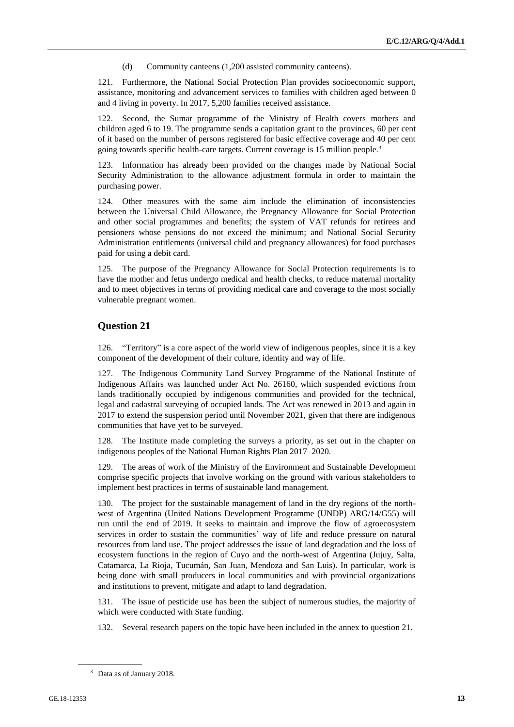(d) Community canteens (1,200 assisted community canteens).

121. Furthermore, the National Social Protection Plan provides socioeconomic support, assistance, monitoring and advancement services to families with children aged between 0 and 4 living in poverty. In 2017, 5,200 families received assistance.

122. Second, the Sumar programme of the Ministry of Health covers mothers and children aged 6 to 19. The programme sends a capitation grant to the provinces, 60 per cent of it based on the number of persons registered for basic effective coverage and 40 per cent going towards specific health-care targets. Current coverage is 15 million people.[3]

123. Information has already been provided on the changes made by National Social Security Administration to the allowance adjustment formula in order to maintain the purchasing power.

124. Other measures with the same aim include the elimination of inconsistencies between the Universal Child Allowance, the Pregnancy Allowance for Social Protection and other social programmes and benefits; the system of VAT refunds for retirees and pensioners whose pensions do not exceed the minimum; and National Social Security Administration entitlements (universal child and pregnancy allowances) for food purchases paid for using a debit card.

125. The purpose of the Pregnancy Allowance for Social Protection requirements is to have the mother and fetus undergo medical and health checks, to reduce maternal mortality and to meet objectives in terms of providing medical care and coverage to the most socially vulnerable pregnant women.

## Question 21

126. "Territory" is a core aspect of the world view of indigenous peoples, since it is a key component of the development of their culture, identity and way of life.

127. The Indigenous Community Land Survey Programme of the National Institute of Indigenous Affairs was launched under Act No. 26160, which suspended evictions from lands traditionally occupied by indigenous communities and provided for the technical, legal and cadastral surveying of occupied lands. The Act was renewed in 2013 and again in 2017 to extend the suspension period until November 2021, given that there are indigenous communities that have yet to be surveyed.

128. The Institute made completing the surveys a priority, as set out in the chapter on indigenous peoples of the National Human Rights Plan 2017–2020.

129. The areas of work of the Ministry of the Environment and Sustainable Development comprise specific projects that involve working on the ground with various stakeholders to implement best practices in terms of sustainable land management.

130. The project for the sustainable management of land in the dry regions of the north-west of Argentina (United Nations Development Programme (UNDP) ARG/14/G55) will run until the end of 2019. It seeks to maintain and improve the flow of agroecosystem services in order to sustain the communities' way of life and reduce pressure on natural resources from land use. The project addresses the issue of land degradation and the loss of ecosystem functions in the region of Cuyo and the north-west of Argentina (Jujuy, Salta, Catamarca, La Rioja, Tucumán, San Juan, Mendoza and San Luis). In particular, work is being done with small producers in local communities and with provincial organizations and institutions to prevent, mitigate and adapt to land degradation.

131. The issue of pesticide use has been the subject of numerous studies, the majority of which were conducted with State funding.

132. Several research papers on the topic have been included in the annex to question 21.

[3] Data as of January 2018.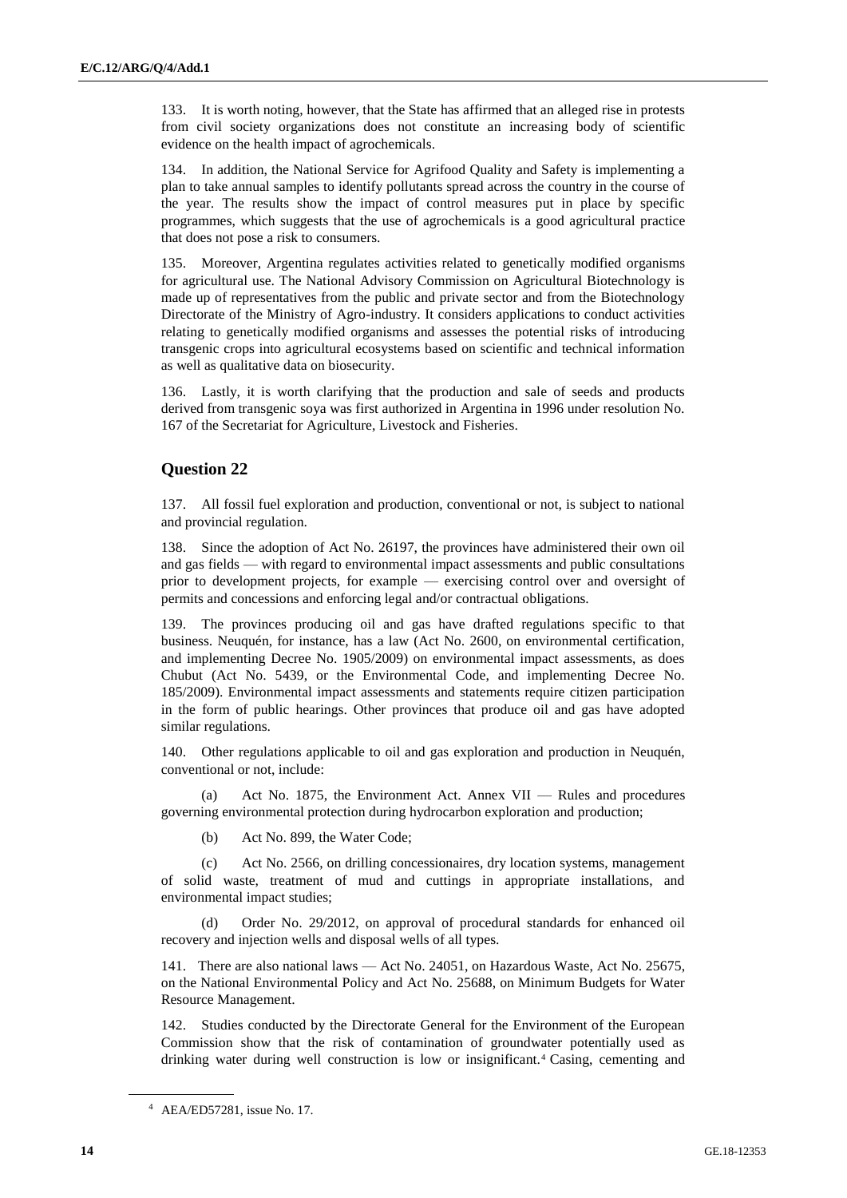133. It is worth noting, however, that the State has affirmed that an alleged rise in protests from civil society organizations does not constitute an increasing body of scientific evidence on the health impact of agrochemicals.

134. In addition, the National Service for Agrifood Quality and Safety is implementing a plan to take annual samples to identify pollutants spread across the country in the course of the year. The results show the impact of control measures put in place by specific programmes, which suggests that the use of agrochemicals is a good agricultural practice that does not pose a risk to consumers.

135. Moreover, Argentina regulates activities related to genetically modified organisms for agricultural use. The National Advisory Commission on Agricultural Biotechnology is made up of representatives from the public and private sector and from the Biotechnology Directorate of the Ministry of Agro-industry. It considers applications to conduct activities relating to genetically modified organisms and assesses the potential risks of introducing transgenic crops into agricultural ecosystems based on scientific and technical information as well as qualitative data on biosecurity.

136. Lastly, it is worth clarifying that the production and sale of seeds and products derived from transgenic soya was first authorized in Argentina in 1996 under resolution No. 167 of the Secretariat for Agriculture, Livestock and Fisheries.

## Question 22

137. All fossil fuel exploration and production, conventional or not, is subject to national and provincial regulation.

138. Since the adoption of Act No. 26197, the provinces have administered their own oil and gas fields — with regard to environmental impact assessments and public consultations prior to development projects, for example — exercising control over and oversight of permits and concessions and enforcing legal and/or contractual obligations.

139. The provinces producing oil and gas have drafted regulations specific to that business. Neuquén, for instance, has a law (Act No. 2600, on environmental certification, and implementing Decree No. 1905/2009) on environmental impact assessments, as does Chubut (Act No. 5439, or the Environmental Code, and implementing Decree No. 185/2009). Environmental impact assessments and statements require citizen participation in the form of public hearings. Other provinces that produce oil and gas have adopted similar regulations.

140. Other regulations applicable to oil and gas exploration and production in Neuquén, conventional or not, include:

(a) Act No. 1875, the Environment Act. Annex VII — Rules and procedures governing environmental protection during hydrocarbon exploration and production;

(b) Act No. 899, the Water Code;

(c) Act No. 2566, on drilling concessionaires, dry location systems, management of solid waste, treatment of mud and cuttings in appropriate installations, and environmental impact studies;

(d) Order No. 29/2012, on approval of procedural standards for enhanced oil recovery and injection wells and disposal wells of all types.

141. There are also national laws — Act No. 24051, on Hazardous Waste, Act No. 25675, on the National Environmental Policy and Act No. 25688, on Minimum Budgets for Water Resource Management.

142. Studies conducted by the Directorate General for the Environment of the European Commission show that the risk of contamination of groundwater potentially used as drinking water during well construction is low or insignificant.[4] Casing, cementing and

[4] AEA/ED57281, issue No. 17.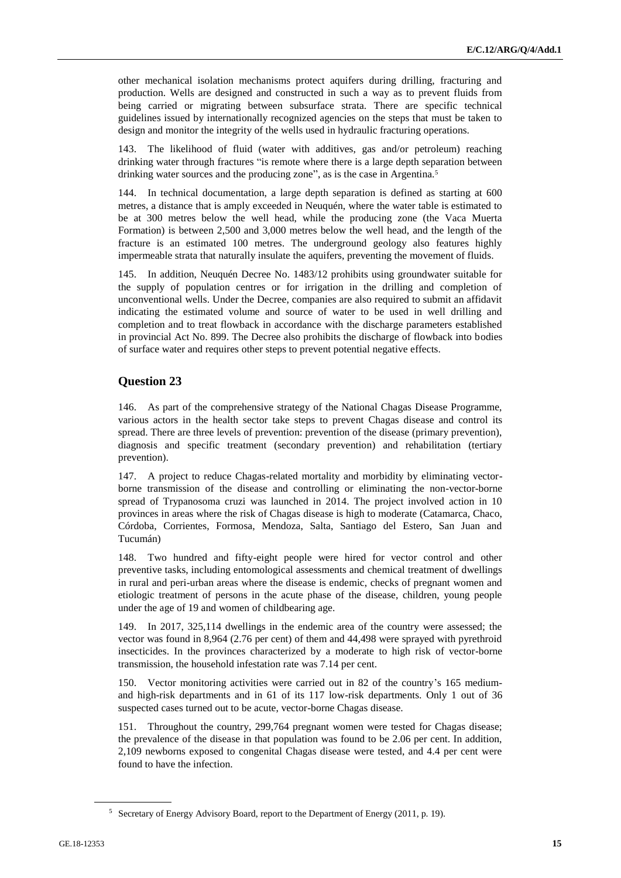other mechanical isolation mechanisms protect aquifers during drilling, fracturing and production. Wells are designed and constructed in such a way as to prevent fluids from being carried or migrating between subsurface strata. There are specific technical guidelines issued by internationally recognized agencies on the steps that must be taken to design and monitor the integrity of the wells used in hydraulic fracturing operations.

143. The likelihood of fluid (water with additives, gas and/or petroleum) reaching drinking water through fractures "is remote where there is a large depth separation between drinking water sources and the producing zone", as is the case in Argentina.[5]

144. In technical documentation, a large depth separation is defined as starting at 600 metres, a distance that is amply exceeded in Neuquén, where the water table is estimated to be at 300 metres below the well head, while the producing zone (the Vaca Muerta Formation) is between 2,500 and 3,000 metres below the well head, and the length of the fracture is an estimated 100 metres. The underground geology also features highly impermeable strata that naturally insulate the aquifers, preventing the movement of fluids.

145. In addition, Neuquén Decree No. 1483/12 prohibits using groundwater suitable for the supply of population centres or for irrigation in the drilling and completion of unconventional wells. Under the Decree, companies are also required to submit an affidavit indicating the estimated volume and source of water to be used in well drilling and completion and to treat flowback in accordance with the discharge parameters established in provincial Act No. 899. The Decree also prohibits the discharge of flowback into bodies of surface water and requires other steps to prevent potential negative effects.

## Question 23

146. As part of the comprehensive strategy of the National Chagas Disease Programme, various actors in the health sector take steps to prevent Chagas disease and control its spread. There are three levels of prevention: prevention of the disease (primary prevention), diagnosis and specific treatment (secondary prevention) and rehabilitation (tertiary prevention).

147. A project to reduce Chagas-related mortality and morbidity by eliminating vector-borne transmission of the disease and controlling or eliminating the non-vector-borne spread of Trypanosoma cruzi was launched in 2014. The project involved action in 10 provinces in areas where the risk of Chagas disease is high to moderate (Catamarca, Chaco, Córdoba, Corrientes, Formosa, Mendoza, Salta, Santiago del Estero, San Juan and Tucumán)

148. Two hundred and fifty-eight people were hired for vector control and other preventive tasks, including entomological assessments and chemical treatment of dwellings in rural and peri-urban areas where the disease is endemic, checks of pregnant women and etiologic treatment of persons in the acute phase of the disease, children, young people under the age of 19 and women of childbearing age.

149. In 2017, 325,114 dwellings in the endemic area of the country were assessed; the vector was found in 8,964 (2.76 per cent) of them and 44,498 were sprayed with pyrethroid insecticides. In the provinces characterized by a moderate to high risk of vector-borne transmission, the household infestation rate was 7.14 per cent.

150. Vector monitoring activities were carried out in 82 of the country's 165 medium- and high-risk departments and in 61 of its 117 low-risk departments. Only 1 out of 36 suspected cases turned out to be acute, vector-borne Chagas disease.

151. Throughout the country, 299,764 pregnant women were tested for Chagas disease; the prevalence of the disease in that population was found to be 2.06 per cent. In addition, 2,109 newborns exposed to congenital Chagas disease were tested, and 4.4 per cent were found to have the infection.

[5] Secretary of Energy Advisory Board, report to the Department of Energy (2011, p. 19).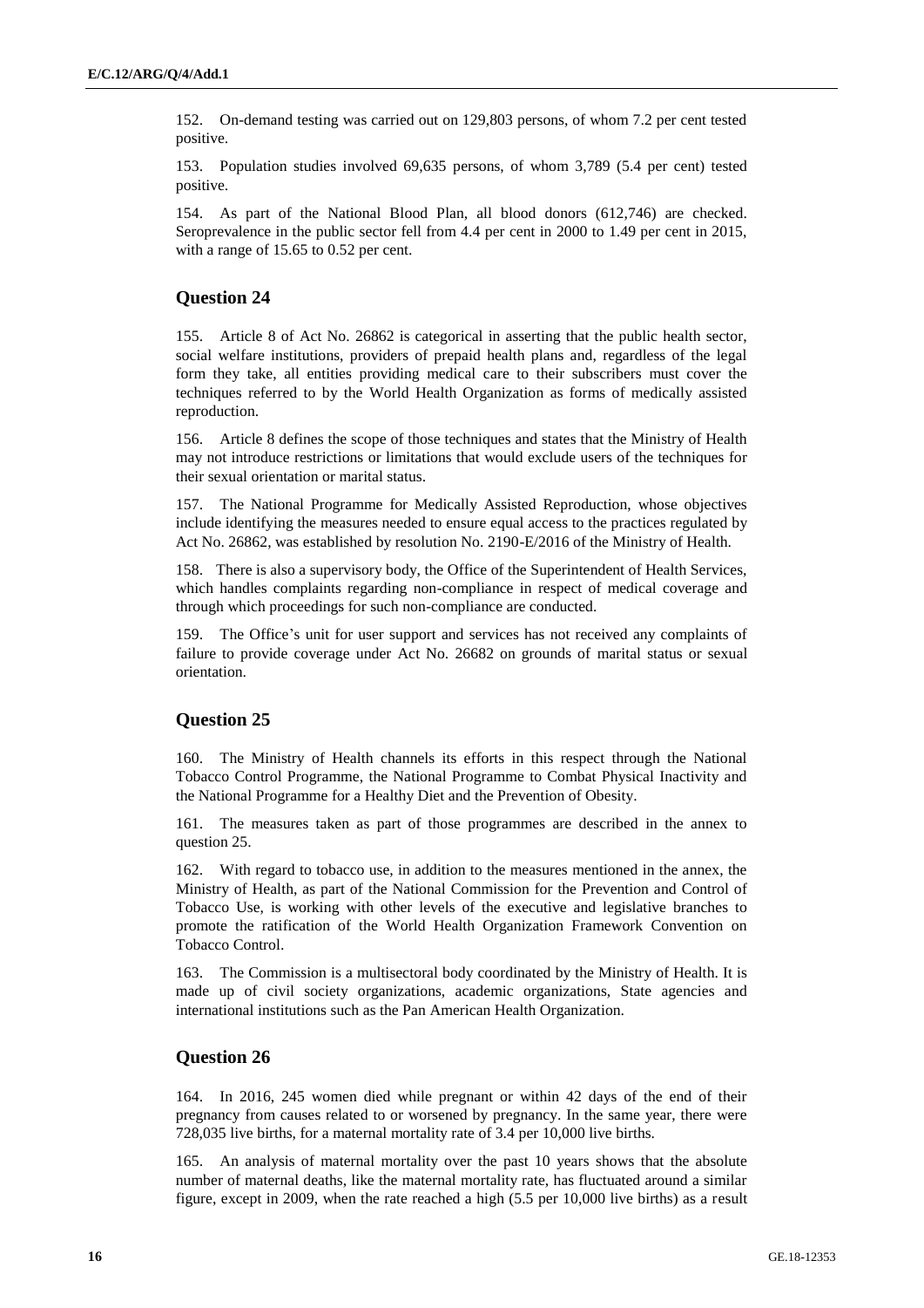152. On-demand testing was carried out on 129,803 persons, of whom 7.2 per cent tested positive.

153. Population studies involved 69,635 persons, of whom 3,789 (5.4 per cent) tested positive.

154. As part of the National Blood Plan, all blood donors (612,746) are checked. Seroprevalence in the public sector fell from 4.4 per cent in 2000 to 1.49 per cent in 2015, with a range of 15.65 to 0.52 per cent.

## Question 24

155. Article 8 of Act No. 26862 is categorical in asserting that the public health sector, social welfare institutions, providers of prepaid health plans and, regardless of the legal form they take, all entities providing medical care to their subscribers must cover the techniques referred to by the World Health Organization as forms of medically assisted reproduction.

156. Article 8 defines the scope of those techniques and states that the Ministry of Health may not introduce restrictions or limitations that would exclude users of the techniques for their sexual orientation or marital status.

157. The National Programme for Medically Assisted Reproduction, whose objectives include identifying the measures needed to ensure equal access to the practices regulated by Act No. 26862, was established by resolution No. 2190-E/2016 of the Ministry of Health.

158. There is also a supervisory body, the Office of the Superintendent of Health Services, which handles complaints regarding non-compliance in respect of medical coverage and through which proceedings for such non-compliance are conducted.

159. The Office's unit for user support and services has not received any complaints of failure to provide coverage under Act No. 26682 on grounds of marital status or sexual orientation.

## Question 25

160. The Ministry of Health channels its efforts in this respect through the National Tobacco Control Programme, the National Programme to Combat Physical Inactivity and the National Programme for a Healthy Diet and the Prevention of Obesity.

161. The measures taken as part of those programmes are described in the annex to question 25.

162. With regard to tobacco use, in addition to the measures mentioned in the annex, the Ministry of Health, as part of the National Commission for the Prevention and Control of Tobacco Use, is working with other levels of the executive and legislative branches to promote the ratification of the World Health Organization Framework Convention on Tobacco Control.

163. The Commission is a multisectoral body coordinated by the Ministry of Health. It is made up of civil society organizations, academic organizations, State agencies and international institutions such as the Pan American Health Organization.

## Question 26

164. In 2016, 245 women died while pregnant or within 42 days of the end of their pregnancy from causes related to or worsened by pregnancy. In the same year, there were 728,035 live births, for a maternal mortality rate of 3.4 per 10,000 live births.

165. An analysis of maternal mortality over the past 10 years shows that the absolute number of maternal deaths, like the maternal mortality rate, has fluctuated around a similar figure, except in 2009, when the rate reached a high (5.5 per 10,000 live births) as a result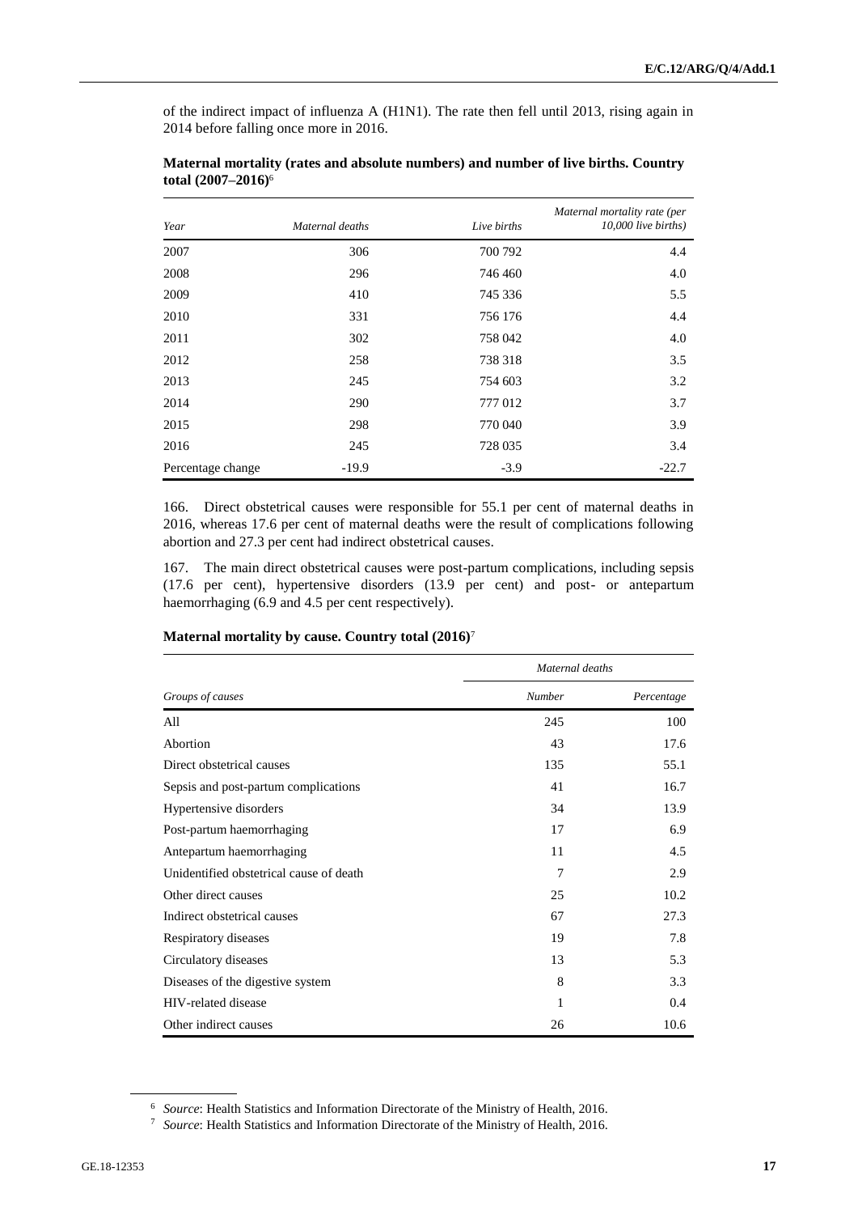of the indirect impact of influenza A (H1N1). The rate then fell until 2013, rising again in 2014 before falling once more in 2016.

**Maternal mortality (rates and absolute numbers) and number of live births. Country total (2007–2016)**[6]

| *Year* | *Maternal deaths* | *Live births* | *Maternal mortality rate (per 10,000 live births)* |
|---|---:|---:|---:|
| 2007 | 306 | 700 792 | 4.4 |
| 2008 | 296 | 746 460 | 4.0 |
| 2009 | 410 | 745 336 | 5.5 |
| 2010 | 331 | 756 176 | 4.4 |
| 2011 | 302 | 758 042 | 4.0 |
| 2012 | 258 | 738 318 | 3.5 |
| 2013 | 245 | 754 603 | 3.2 |
| 2014 | 290 | 777 012 | 3.7 |
| 2015 | 298 | 770 040 | 3.9 |
| 2016 | 245 | 728 035 | 3.4 |
| Percentage change | -19.9 | -3.9 | -22.7 |

166. Direct obstetrical causes were responsible for 55.1 per cent of maternal deaths in 2016, whereas 17.6 per cent of maternal deaths were the result of complications following abortion and 27.3 per cent had indirect obstetrical causes.

167. The main direct obstetrical causes were post-partum complications, including sepsis (17.6 per cent), hypertensive disorders (13.9 per cent) and post- or antepartum haemorrhaging (6.9 and 4.5 per cent respectively).

**Maternal mortality by cause. Country total (2016)**[7]

| | *Maternal deaths* | |
|---|---:|---:|
| *Groups of causes* | *Number* | *Percentage* |
| All | 245 | 100 |
| Abortion | 43 | 17.6 |
| Direct obstetrical causes | 135 | 55.1 |
| Sepsis and post-partum complications | 41 | 16.7 |
| Hypertensive disorders | 34 | 13.9 |
| Post-partum haemorrhaging | 17 | 6.9 |
| Antepartum haemorrhaging | 11 | 4.5 |
| Unidentified obstetrical cause of death | 7 | 2.9 |
| Other direct causes | 25 | 10.2 |
| Indirect obstetrical causes | 67 | 27.3 |
| Respiratory diseases | 19 | 7.8 |
| Circulatory diseases | 13 | 5.3 |
| Diseases of the digestive system | 8 | 3.3 |
| HIV-related disease | 1 | 0.4 |
| Other indirect causes | 26 | 10.6 |

[6] *Source*: Health Statistics and Information Directorate of the Ministry of Health, 2016.

[7] *Source*: Health Statistics and Information Directorate of the Ministry of Health, 2016.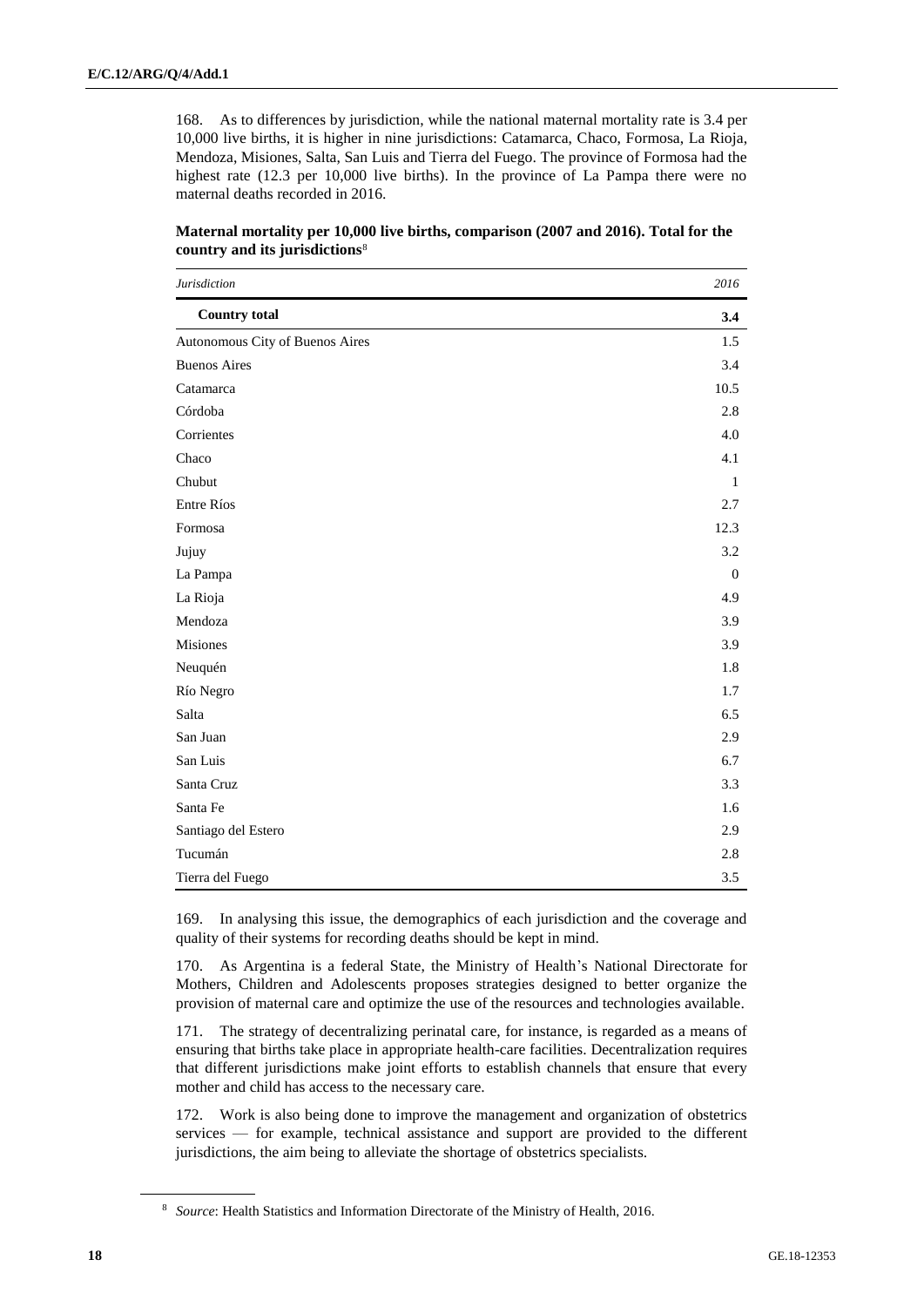168. As to differences by jurisdiction, while the national maternal mortality rate is 3.4 per 10,000 live births, it is higher in nine jurisdictions: Catamarca, Chaco, Formosa, La Rioja, Mendoza, Misiones, Salta, San Luis and Tierra del Fuego. The province of Formosa had the highest rate (12.3 per 10,000 live births). In the province of La Pampa there were no maternal deaths recorded in 2016.

**Maternal mortality per 10,000 live births, comparison (2007 and 2016). Total for the country and its jurisdictions**[8]

| *Jurisdiction* | *2016* |
|---|---|
| **Country total** | **3.4** |
| Autonomous City of Buenos Aires | 1.5 |
| Buenos Aires | 3.4 |
| Catamarca | 10.5 |
| Córdoba | 2.8 |
| Corrientes | 4.0 |
| Chaco | 4.1 |
| Chubut | 1 |
| Entre Ríos | 2.7 |
| Formosa | 12.3 |
| Jujuy | 3.2 |
| La Pampa | 0 |
| La Rioja | 4.9 |
| Mendoza | 3.9 |
| Misiones | 3.9 |
| Neuquén | 1.8 |
| Río Negro | 1.7 |
| Salta | 6.5 |
| San Juan | 2.9 |
| San Luis | 6.7 |
| Santa Cruz | 3.3 |
| Santa Fe | 1.6 |
| Santiago del Estero | 2.9 |
| Tucumán | 2.8 |
| Tierra del Fuego | 3.5 |

169. In analysing this issue, the demographics of each jurisdiction and the coverage and quality of their systems for recording deaths should be kept in mind.

170. As Argentina is a federal State, the Ministry of Health's National Directorate for Mothers, Children and Adolescents proposes strategies designed to better organize the provision of maternal care and optimize the use of the resources and technologies available.

171. The strategy of decentralizing perinatal care, for instance, is regarded as a means of ensuring that births take place in appropriate health-care facilities. Decentralization requires that different jurisdictions make joint efforts to establish channels that ensure that every mother and child has access to the necessary care.

172. Work is also being done to improve the management and organization of obstetrics services — for example, technical assistance and support are provided to the different jurisdictions, the aim being to alleviate the shortage of obstetrics specialists.

[8] *Source*: Health Statistics and Information Directorate of the Ministry of Health, 2016.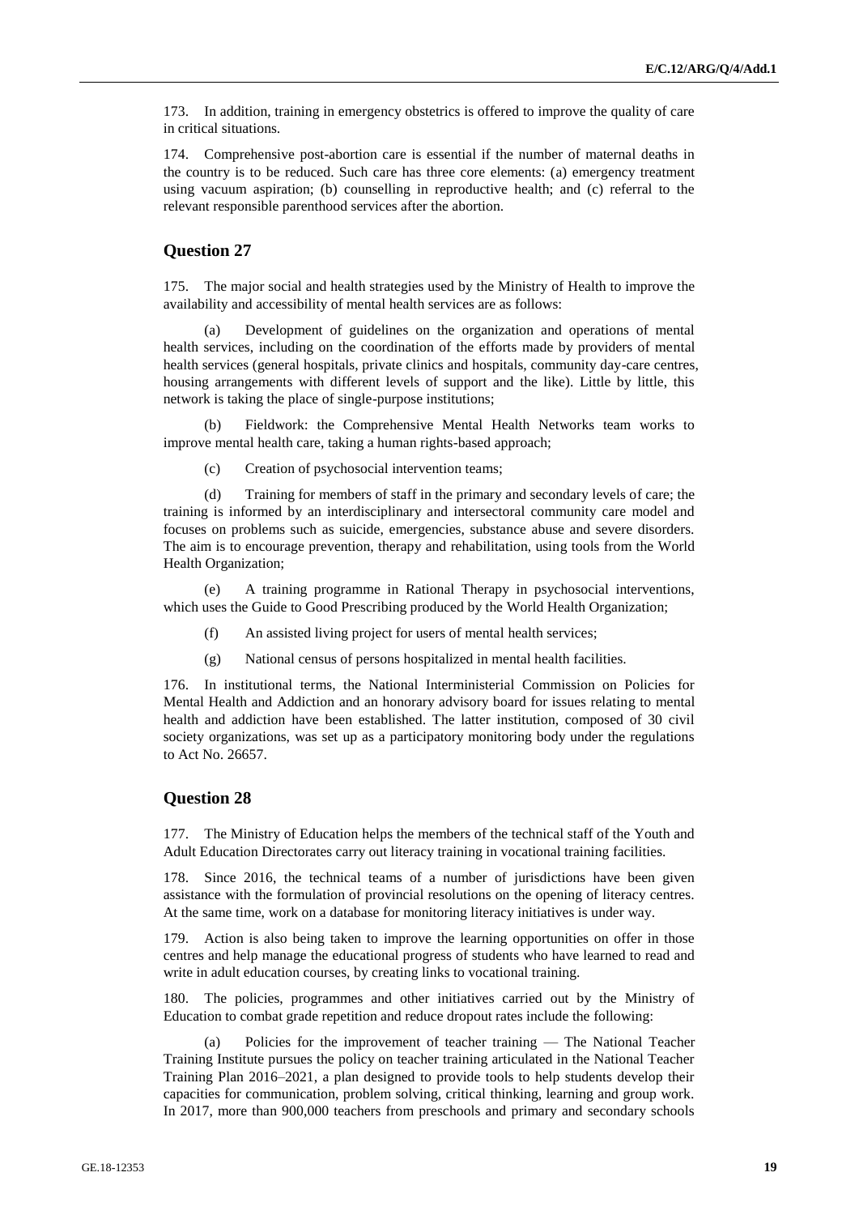173. In addition, training in emergency obstetrics is offered to improve the quality of care in critical situations.

174. Comprehensive post-abortion care is essential if the number of maternal deaths in the country is to be reduced. Such care has three core elements: (a) emergency treatment using vacuum aspiration; (b) counselling in reproductive health; and (c) referral to the relevant responsible parenthood services after the abortion.

## Question 27

175. The major social and health strategies used by the Ministry of Health to improve the availability and accessibility of mental health services are as follows:

(a) Development of guidelines on the organization and operations of mental health services, including on the coordination of the efforts made by providers of mental health services (general hospitals, private clinics and hospitals, community day-care centres, housing arrangements with different levels of support and the like). Little by little, this network is taking the place of single-purpose institutions;

(b) Fieldwork: the Comprehensive Mental Health Networks team works to improve mental health care, taking a human rights-based approach;

(c) Creation of psychosocial intervention teams;

(d) Training for members of staff in the primary and secondary levels of care; the training is informed by an interdisciplinary and intersectoral community care model and focuses on problems such as suicide, emergencies, substance abuse and severe disorders. The aim is to encourage prevention, therapy and rehabilitation, using tools from the World Health Organization;

(e) A training programme in Rational Therapy in psychosocial interventions, which uses the Guide to Good Prescribing produced by the World Health Organization;

(f) An assisted living project for users of mental health services;

(g) National census of persons hospitalized in mental health facilities.

176. In institutional terms, the National Interministerial Commission on Policies for Mental Health and Addiction and an honorary advisory board for issues relating to mental health and addiction have been established. The latter institution, composed of 30 civil society organizations, was set up as a participatory monitoring body under the regulations to Act No. 26657.

## Question 28

177. The Ministry of Education helps the members of the technical staff of the Youth and Adult Education Directorates carry out literacy training in vocational training facilities.

178. Since 2016, the technical teams of a number of jurisdictions have been given assistance with the formulation of provincial resolutions on the opening of literacy centres. At the same time, work on a database for monitoring literacy initiatives is under way.

179. Action is also being taken to improve the learning opportunities on offer in those centres and help manage the educational progress of students who have learned to read and write in adult education courses, by creating links to vocational training.

180. The policies, programmes and other initiatives carried out by the Ministry of Education to combat grade repetition and reduce dropout rates include the following:

(a) Policies for the improvement of teacher training — The National Teacher Training Institute pursues the policy on teacher training articulated in the National Teacher Training Plan 2016–2021, a plan designed to provide tools to help students develop their capacities for communication, problem solving, critical thinking, learning and group work. In 2017, more than 900,000 teachers from preschools and primary and secondary schools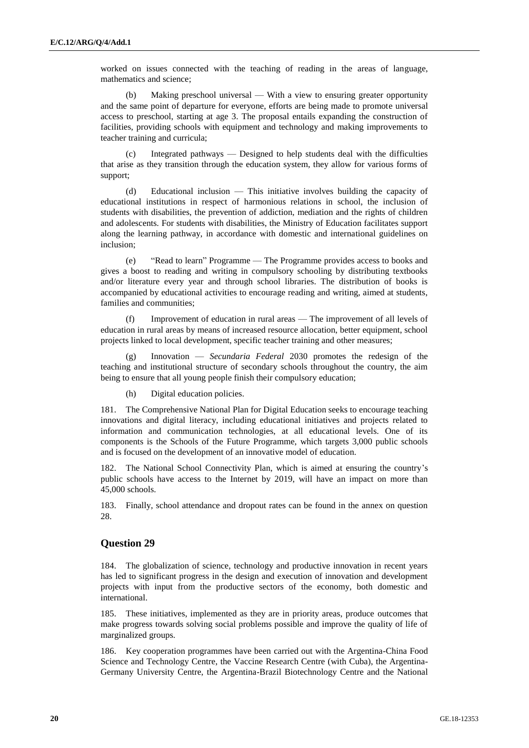worked on issues connected with the teaching of reading in the areas of language, mathematics and science;

(b) Making preschool universal — With a view to ensuring greater opportunity and the same point of departure for everyone, efforts are being made to promote universal access to preschool, starting at age 3. The proposal entails expanding the construction of facilities, providing schools with equipment and technology and making improvements to teacher training and curricula;

(c) Integrated pathways — Designed to help students deal with the difficulties that arise as they transition through the education system, they allow for various forms of support;

(d) Educational inclusion — This initiative involves building the capacity of educational institutions in respect of harmonious relations in school, the inclusion of students with disabilities, the prevention of addiction, mediation and the rights of children and adolescents. For students with disabilities, the Ministry of Education facilitates support along the learning pathway, in accordance with domestic and international guidelines on inclusion;

(e) "Read to learn" Programme — The Programme provides access to books and gives a boost to reading and writing in compulsory schooling by distributing textbooks and/or literature every year and through school libraries. The distribution of books is accompanied by educational activities to encourage reading and writing, aimed at students, families and communities;

(f) Improvement of education in rural areas — The improvement of all levels of education in rural areas by means of increased resource allocation, better equipment, school projects linked to local development, specific teacher training and other measures;

(g) Innovation — *Secundaria Federal* 2030 promotes the redesign of the teaching and institutional structure of secondary schools throughout the country, the aim being to ensure that all young people finish their compulsory education;

(h) Digital education policies.

181. The Comprehensive National Plan for Digital Education seeks to encourage teaching innovations and digital literacy, including educational initiatives and projects related to information and communication technologies, at all educational levels. One of its components is the Schools of the Future Programme, which targets 3,000 public schools and is focused on the development of an innovative model of education.

182. The National School Connectivity Plan, which is aimed at ensuring the country's public schools have access to the Internet by 2019, will have an impact on more than 45,000 schools.

183. Finally, school attendance and dropout rates can be found in the annex on question 28.

## Question 29

184. The globalization of science, technology and productive innovation in recent years has led to significant progress in the design and execution of innovation and development projects with input from the productive sectors of the economy, both domestic and international.

185. These initiatives, implemented as they are in priority areas, produce outcomes that make progress towards solving social problems possible and improve the quality of life of marginalized groups.

186. Key cooperation programmes have been carried out with the Argentina-China Food Science and Technology Centre, the Vaccine Research Centre (with Cuba), the Argentina-Germany University Centre, the Argentina-Brazil Biotechnology Centre and the National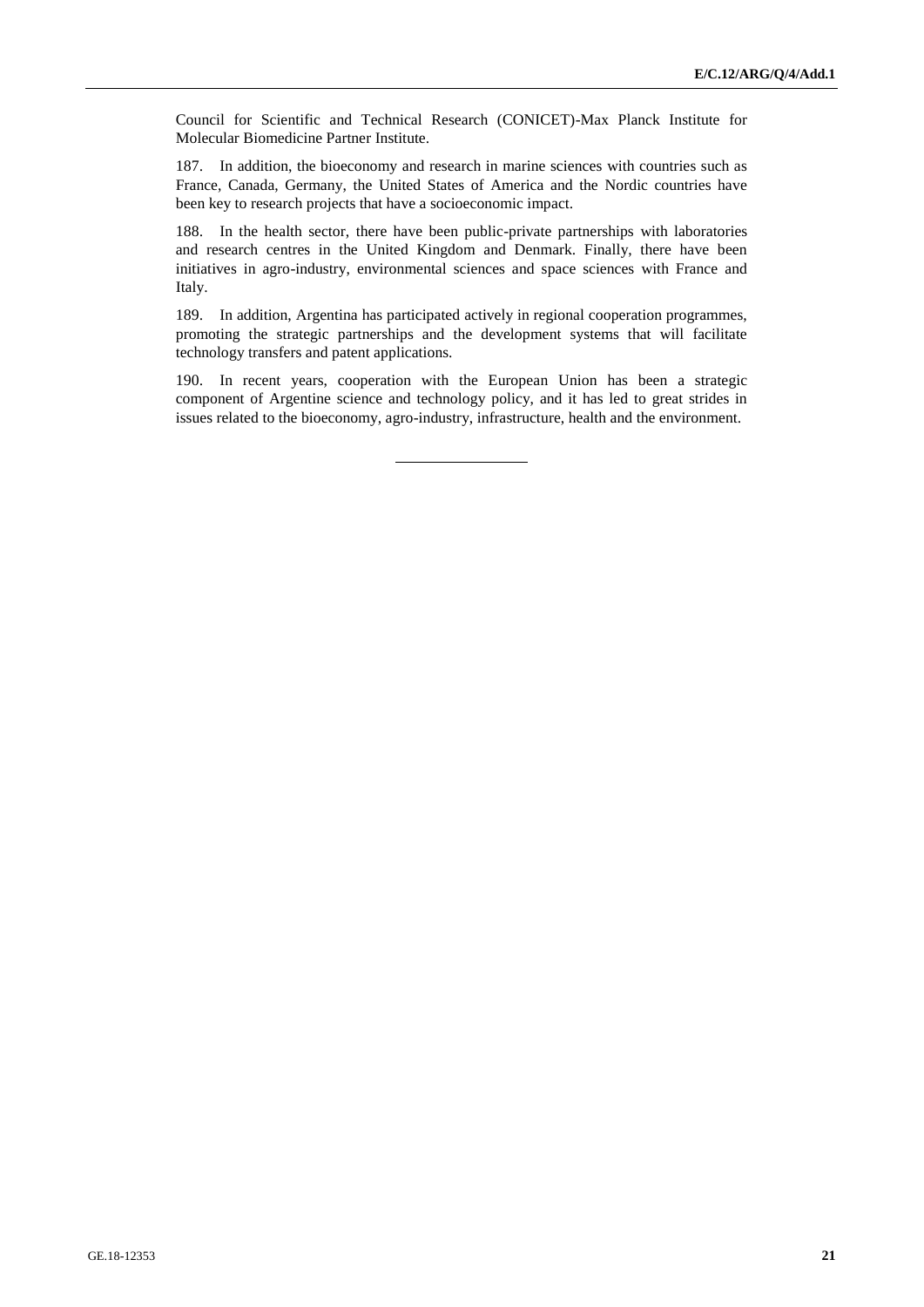Council for Scientific and Technical Research (CONICET)-Max Planck Institute for Molecular Biomedicine Partner Institute.

187. In addition, the bioeconomy and research in marine sciences with countries such as France, Canada, Germany, the United States of America and the Nordic countries have been key to research projects that have a socioeconomic impact.

188. In the health sector, there have been public-private partnerships with laboratories and research centres in the United Kingdom and Denmark. Finally, there have been initiatives in agro-industry, environmental sciences and space sciences with France and Italy.

189. In addition, Argentina has participated actively in regional cooperation programmes, promoting the strategic partnerships and the development systems that will facilitate technology transfers and patent applications.

190. In recent years, cooperation with the European Union has been a strategic component of Argentine science and technology policy, and it has led to great strides in issues related to the bioeconomy, agro-industry, infrastructure, health and the environment.